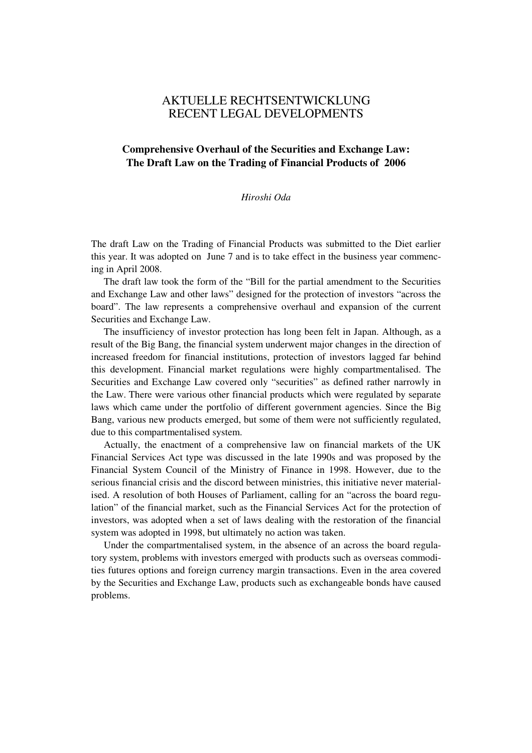# AKTUELLE RECHTSENTWICKLUNG
# RECENT LEGAL DEVELOPMENTS

## Comprehensive Overhaul of the Securities and Exchange Law: The Draft Law on the Trading of Financial Products of 2006

*Hiroshi Oda*

The draft Law on the Trading of Financial Products was submitted to the Diet earlier this year. It was adopted on June 7 and is to take effect in the business year commencing in April 2008.

The draft law took the form of the "Bill for the partial amendment to the Securities and Exchange Law and other laws" designed for the protection of investors "across the board". The law represents a comprehensive overhaul and expansion of the current Securities and Exchange Law.

The insufficiency of investor protection has long been felt in Japan. Although, as a result of the Big Bang, the financial system underwent major changes in the direction of increased freedom for financial institutions, protection of investors lagged far behind this development. Financial market regulations were highly compartmentalised. The Securities and Exchange Law covered only "securities" as defined rather narrowly in the Law. There were various other financial products which were regulated by separate laws which came under the portfolio of different government agencies. Since the Big Bang, various new products emerged, but some of them were not sufficiently regulated, due to this compartmentalised system.

Actually, the enactment of a comprehensive law on financial markets of the UK Financial Services Act type was discussed in the late 1990s and was proposed by the Financial System Council of the Ministry of Finance in 1998. However, due to the serious financial crisis and the discord between ministries, this initiative never materialised. A resolution of both Houses of Parliament, calling for an "across the board regulation" of the financial market, such as the Financial Services Act for the protection of investors, was adopted when a set of laws dealing with the restoration of the financial system was adopted in 1998, but ultimately no action was taken.

Under the compartmentalised system, in the absence of an across the board regulatory system, problems with investors emerged with products such as overseas commodities futures options and foreign currency margin transactions. Even in the area covered by the Securities and Exchange Law, products such as exchangeable bonds have caused problems.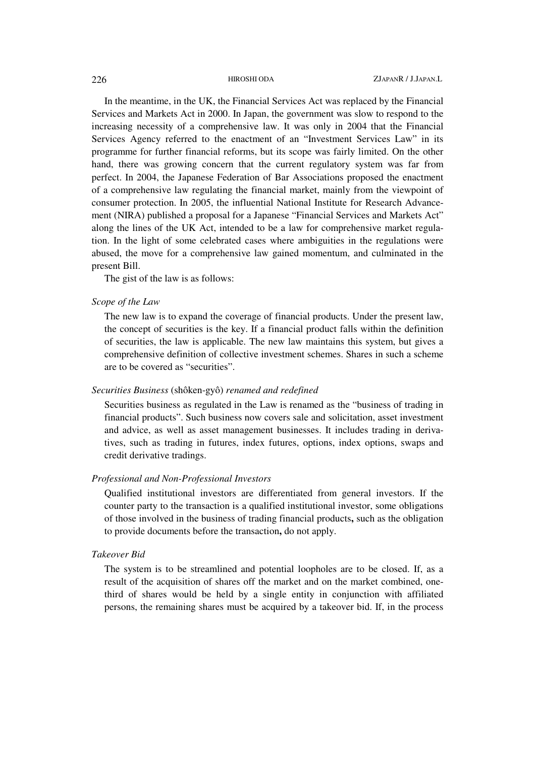In the meantime, in the UK, the Financial Services Act was replaced by the Financial Services and Markets Act in 2000. In Japan, the government was slow to respond to the increasing necessity of a comprehensive law. It was only in 2004 that the Financial Services Agency referred to the enactment of an "Investment Services Law" in its programme for further financial reforms, but its scope was fairly limited. On the other hand, there was growing concern that the current regulatory system was far from perfect. In 2004, the Japanese Federation of Bar Associations proposed the enactment of a comprehensive law regulating the financial market, mainly from the viewpoint of consumer protection. In 2005, the influential National Institute for Research Advancement (NIRA) published a proposal for a Japanese "Financial Services and Markets Act" along the lines of the UK Act, intended to be a law for comprehensive market regulation. In the light of some celebrated cases where ambiguities in the regulations were abused, the move for a comprehensive law gained momentum, and culminated in the present Bill.

The gist of the law is as follows:

*Scope of the Law*

The new law is to expand the coverage of financial products. Under the present law, the concept of securities is the key. If a financial product falls within the definition of securities, the law is applicable. The new law maintains this system, but gives a comprehensive definition of collective investment schemes. Shares in such a scheme are to be covered as "securities".

*Securities Business* (shôken-gyô) *renamed and redefined*

Securities business as regulated in the Law is renamed as the "business of trading in financial products". Such business now covers sale and solicitation, asset investment and advice, as well as asset management businesses. It includes trading in derivatives, such as trading in futures, index futures, options, index options, swaps and credit derivative tradings.

*Professional and Non-Professional Investors*

Qualified institutional investors are differentiated from general investors. If the counter party to the transaction is a qualified institutional investor, some obligations of those involved in the business of trading financial products**,** such as the obligation to provide documents before the transaction**,** do not apply.

*Takeover Bid*

The system is to be streamlined and potential loopholes are to be closed. If, as a result of the acquisition of shares off the market and on the market combined, one-third of shares would be held by a single entity in conjunction with affiliated persons, the remaining shares must be acquired by a takeover bid. If, in the process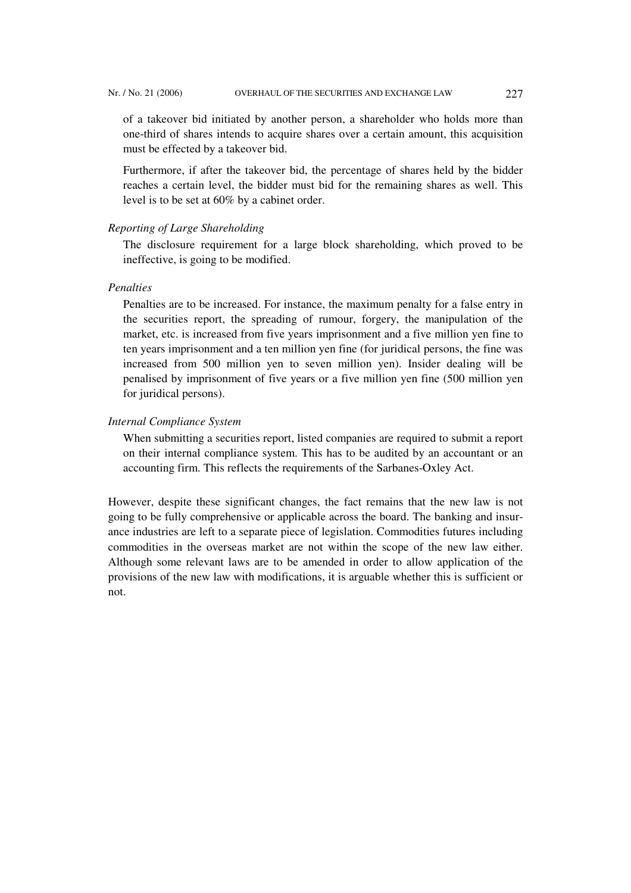of a takeover bid initiated by another person, a shareholder who holds more than one-third of shares intends to acquire shares over a certain amount, this acquisition must be effected by a takeover bid.

Furthermore, if after the takeover bid, the percentage of shares held by the bidder reaches a certain level, the bidder must bid for the remaining shares as well. This level is to be set at 60% by a cabinet order.

*Reporting of Large Shareholding*

The disclosure requirement for a large block shareholding, which proved to be ineffective, is going to be modified.

*Penalties*

Penalties are to be increased. For instance, the maximum penalty for a false entry in the securities report, the spreading of rumour, forgery, the manipulation of the market, etc. is increased from five years imprisonment and a five million yen fine to ten years imprisonment and a ten million yen fine (for juridical persons, the fine was increased from 500 million yen to seven million yen). Insider dealing will be penalised by imprisonment of five years or a five million yen fine (500 million yen for juridical persons).

*Internal Compliance System*

When submitting a securities report, listed companies are required to submit a report on their internal compliance system. This has to be audited by an accountant or an accounting firm. This reflects the requirements of the Sarbanes-Oxley Act.

However, despite these significant changes, the fact remains that the new law is not going to be fully comprehensive or applicable across the board. The banking and insurance industries are left to a separate piece of legislation. Commodities futures including commodities in the overseas market are not within the scope of the new law either. Although some relevant laws are to be amended in order to allow application of the provisions of the new law with modifications, it is arguable whether this is sufficient or not.